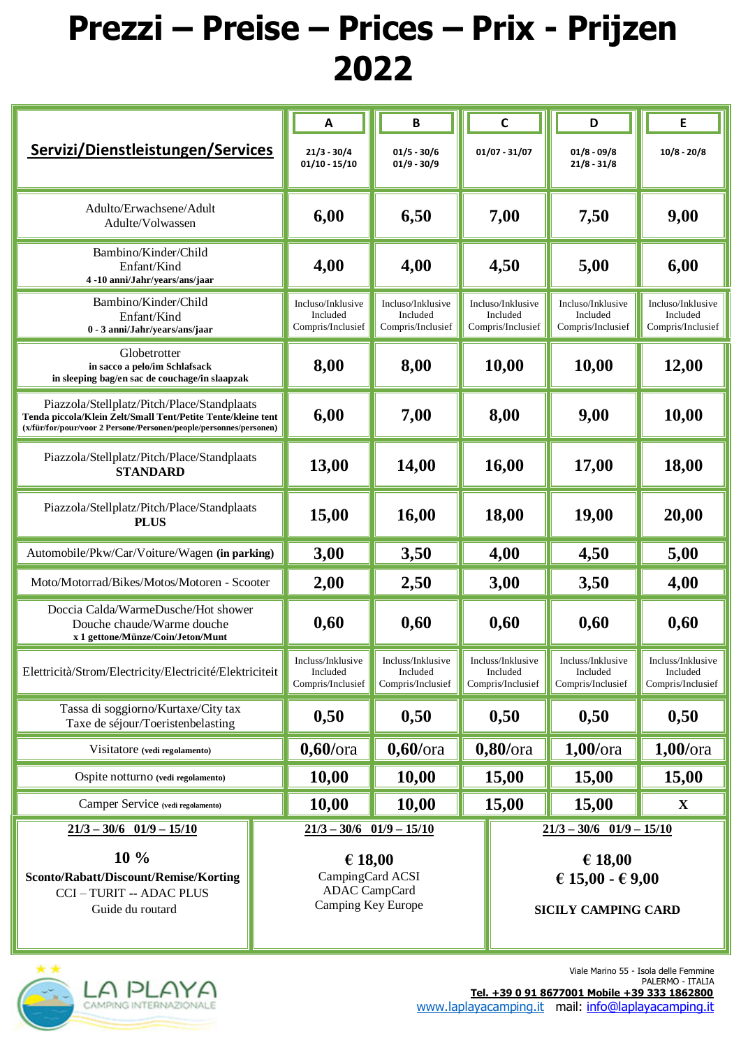# Prezzi – Preise – Prices – Prix - Prijzen 2022

| Servizi/Dienstleistungen/Services | A<br>21/3 - 30/4<br>01/10 - 15/10 | B<br>01/5 - 30/6<br>01/9 - 30/9 | C<br>01/07 - 31/07 | D<br>01/8 - 09/8<br>21/8 - 31/8 | E<br>10/8 - 20/8 |
|---|---|---|---|---|---|
| Adulto/Erwachsene/Adult<br>Adulte/Volwassen | 6,00 | 6,50 | 7,00 | 7,50 | 9,00 |
| Bambino/Kinder/Child<br>Enfant/Kind<br>**4 -10 anni/Jahr/years/ans/jaar** | 4,00 | 4,00 | 4,50 | 5,00 | 6,00 |
| Bambino/Kinder/Child<br>Enfant/Kind<br>**0 - 3 anni/Jahr/years/ans/jaar** | Incluso/Inklusive<br>Included<br>Compris/Inclusief | Incluso/Inklusive<br>Included<br>Compris/Inclusief | Incluso/Inklusive<br>Included<br>Compris/Inclusief | Incluso/Inklusive<br>Included<br>Compris/Inclusief | Incluso/Inklusive<br>Included<br>Compris/Inclusief |
| Globetrotter<br>**in sacco a pelo/im Schlafsack**<br>**in sleeping bag/en sac de couchage/in slaapzak** | 8,00 | 8,00 | 10,00 | 10,00 | 12,00 |
| Piazzola/Stellplatz/Pitch/Place/Standplaats<br>**Tenda piccola/Klein Zelt/Small Tent/Petite Tente/kleine tent**<br>**(x/für/for/pour/voor 2 Persone/Personen/people/personnes/personen)** | 6,00 | 7,00 | 8,00 | 9,00 | 10,00 |
| Piazzola/Stellplatz/Pitch/Place/Standplaats<br>**STANDARD** | 13,00 | 14,00 | 16,00 | 17,00 | 18,00 |
| Piazzola/Stellplatz/Pitch/Place/Standplaats<br>**PLUS** | 15,00 | 16,00 | 18,00 | 19,00 | 20,00 |
| Automobile/Pkw/Car/Voiture/Wagen **(in parking)** | 3,00 | 3,50 | 4,00 | 4,50 | 5,00 |
| Moto/Motorrad/Bikes/Motos/Motoren - Scooter | 2,00 | 2,50 | 3,00 | 3,50 | 4,00 |
| Doccia Calda/WarmeDusche/Hot shower<br>Douche chaude/Warme douche<br>**x 1 gettone/Münze/Coin/Jeton/Munt** | 0,60 | 0,60 | 0,60 | 0,60 | 0,60 |
| Elettricità/Strom/Electricity/Electricité/Elektriciteit | Incluss/Inklusive<br>Included<br>Compris/Inclusief | Incluss/Inklusive<br>Included<br>Compris/Inclusief | Incluss/Inklusive<br>Included<br>Compris/Inclusief | Incluss/Inklusive<br>Included<br>Compris/Inclusief | Incluss/Inklusive<br>Included<br>Compris/Inclusief |
| Tassa di soggiorno/Kurtaxe/City tax<br>Taxe de séjour/Toeristenbelasting | 0,50 | 0,50 | 0,50 | 0,50 | 0,50 |
| Visitatore **(vedi regolamento)** | 0,60/ora | 0,60/ora | 0,80/ora | 1,00/ora | 1,00/ora |
| Ospite notturno **(vedi regolamento)** | 10,00 | 10,00 | 15,00 | 15,00 | 15,00 |
| Camper Service **(vedi regolamento)** | 10,00 | 10,00 | 15,00 | 15,00 | X |

| **21/3 – 30/6 01/9 – 15/10** | **21/3 – 30/6 01/9 – 15/10** | **21/3 – 30/6 01/9 – 15/10** |
|---|---|---|
| **10 %**<br>**Sconto/Rabatt/Discount/Remise/Korting**<br>CCI – TURIT -- ADAC PLUS<br>Guide du routard | **€ 18,00**<br>CampingCard ACSI<br>ADAC CampCard<br>Camping Key Europe | **€ 18,00**<br>**€ 15,00 - € 9,00**<br>**SICILY CAMPING CARD** |

LA PLAYA CAMPING INTERNAZIONALE

Viale Marino 55 - Isola delle Femmine
PALERMO - ITALIA
**Tel. +39 0 91 8677001 Mobile +39 333 1862800**
www.laplayacamping.it mail: info@laplayacamping.it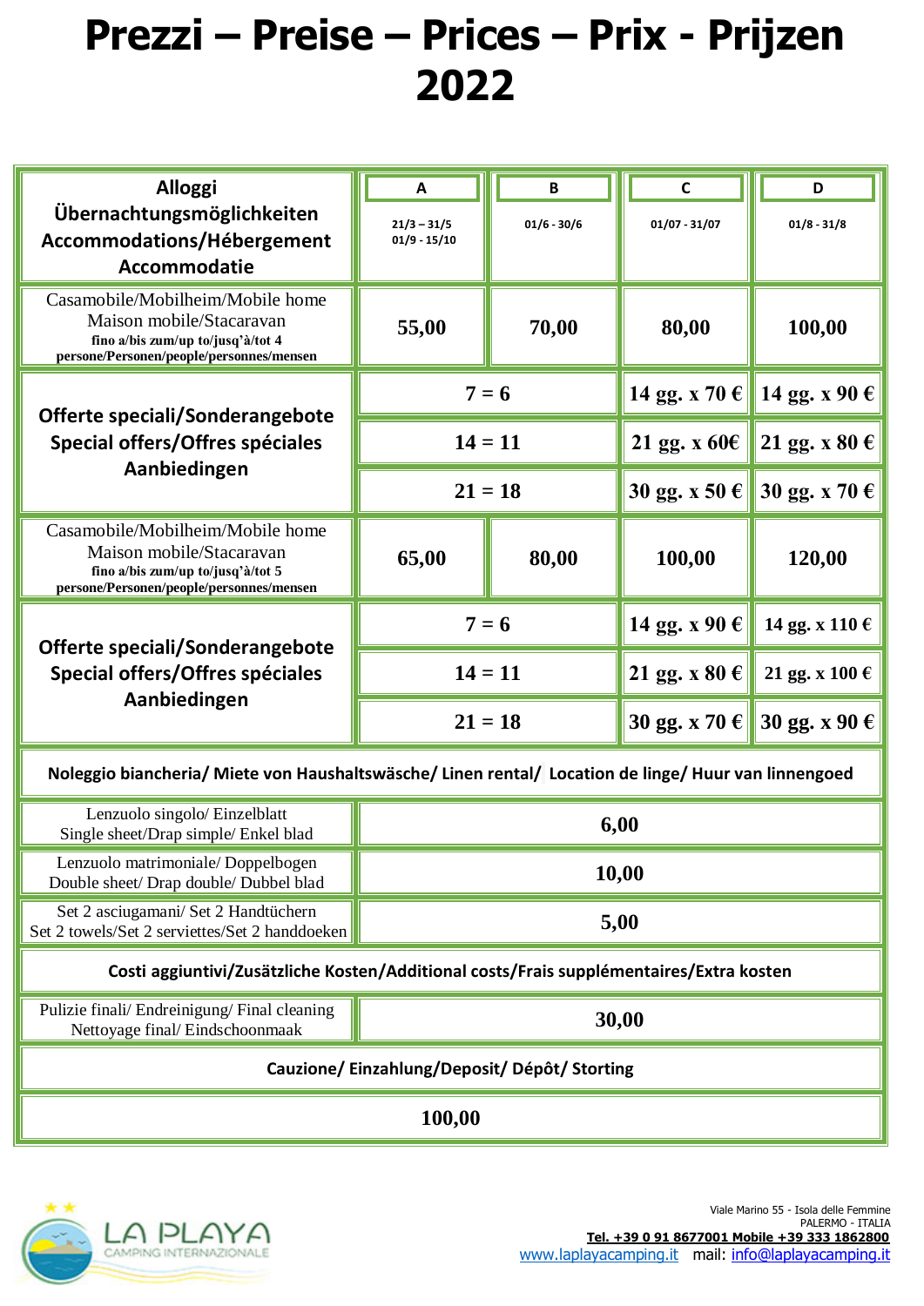# Prezzi – Preise – Prices – Prix - Prijzen 2022

| Alloggi Übernachtungsmöglichkeiten Accommodations/Hébergement Accommodatie | A 21/3 – 31/5 01/9 - 15/10 | B 01/6 - 30/6 | C 01/07 - 31/07 | D 01/8 - 31/8 |
|---|---|---|---|---|
| Casamobile/Mobilheim/Mobile home Maison mobile/Stacaravan **fino a/bis zum/up to/jusq'à/tot 4 persone/Personen/people/personnes/mensen** | 55,00 | 70,00 | 80,00 | 100,00 |
| **Offerte speciali/Sonderangebote Special offers/Offres spéciales Aanbiedingen** | 7 = 6 | | 14 gg. x 70 € | 14 gg. x 90 € |
| | 14 = 11 | | 21 gg. x 60€ | 21 gg. x 80 € |
| | 21 = 18 | | 30 gg. x 50 € | 30 gg. x 70 € |
| Casamobile/Mobilheim/Mobile home Maison mobile/Stacaravan **fino a/bis zum/up to/jusq'à/tot 5 persone/Personen/people/personnes/mensen** | 65,00 | 80,00 | 100,00 | 120,00 |
| **Offerte speciali/Sonderangebote Special offers/Offres spéciales Aanbiedingen** | 7 = 6 | | 14 gg. x 90 € | 14 gg. x 110 € |
| | 14 = 11 | | 21 gg. x 80 € | 21 gg. x 100 € |
| | 21 = 18 | | 30 gg. x 70 € | 30 gg. x 90 € |

**Noleggio biancheria/ Miete von Haushaltswäsche/ Linen rental/ Location de linge/ Huur van linnengoed**

| | |
|---|---|
| Lenzuolo singolo/ Einzelblatt Single sheet/Drap simple/ Enkel blad | 6,00 |
| Lenzuolo matrimoniale/ Doppelbogen Double sheet/ Drap double/ Dubbel blad | 10,00 |
| Set 2 asciugamani/ Set 2 Handtüchern Set 2 towels/Set 2 serviettes/Set 2 handdoeken | 5,00 |

**Costi aggiuntivi/Zusätzliche Kosten/Additional costs/Frais supplémentaires/Extra kosten**

| | |
|---|---|
| Pulizie finali/ Endreinigung/ Final cleaning Nettoyage final/ Eindschoonmaak | 30,00 |

**Cauzione/ Einzahlung/Deposit/ Dépôt/ Storting**

**100,00**

LA PLAYA CAMPING INTERNAZIONALE

Viale Marino 55 - Isola delle Femmine
PALERMO - ITALIA
**Tel. +39 0 91 8677001 Mobile +39 333 1862800**
www.laplayacamping.it mail: info@laplayacamping.it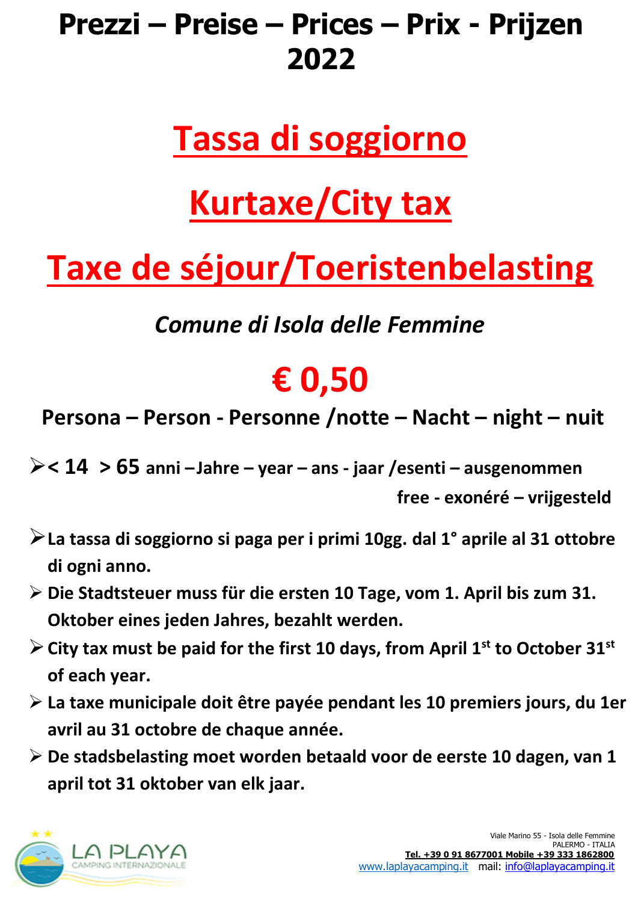# Prezzi – Preise – Prices – Prix - Prijzen 2022

## Tassa di soggiorno

## Kurtaxe/City tax

## Taxe de séjour/Toeristenbelasting

*Comune di Isola delle Femmine*

## € 0,50

**Persona – Person - Personne /notte – Nacht – night – nuit**

- **< 14 > 65** **anni –Jahre – year – ans - jaar /esenti – ausgenommen free - exonéré – vrijgesteld**

- **La tassa di soggiorno si paga per i primi 10gg. dal 1° aprile al 31 ottobre di ogni anno.**
- **Die Stadtsteuer muss für die ersten 10 Tage, vom 1. April bis zum 31. Oktober eines jeden Jahres, bezahlt werden.**
- **City tax must be paid for the first 10 days, from April 1st to October 31st of each year.**
- **La taxe municipale doit être payée pendant les 10 premiers jours, du 1er avril au 31 octobre de chaque année.**
- **De stadsbelasting moet worden betaald voor de eerste 10 dagen, van 1 april tot 31 oktober van elk jaar.**

LA PLAYA CAMPING INTERNAZIONALE

Viale Marino 55 - Isola delle Femmine
PALERMO - ITALIA
**Tel. +39 0 91 8677001 Mobile +39 333 1862800**
www.laplayacamping.it mail: info@laplayacamping.it